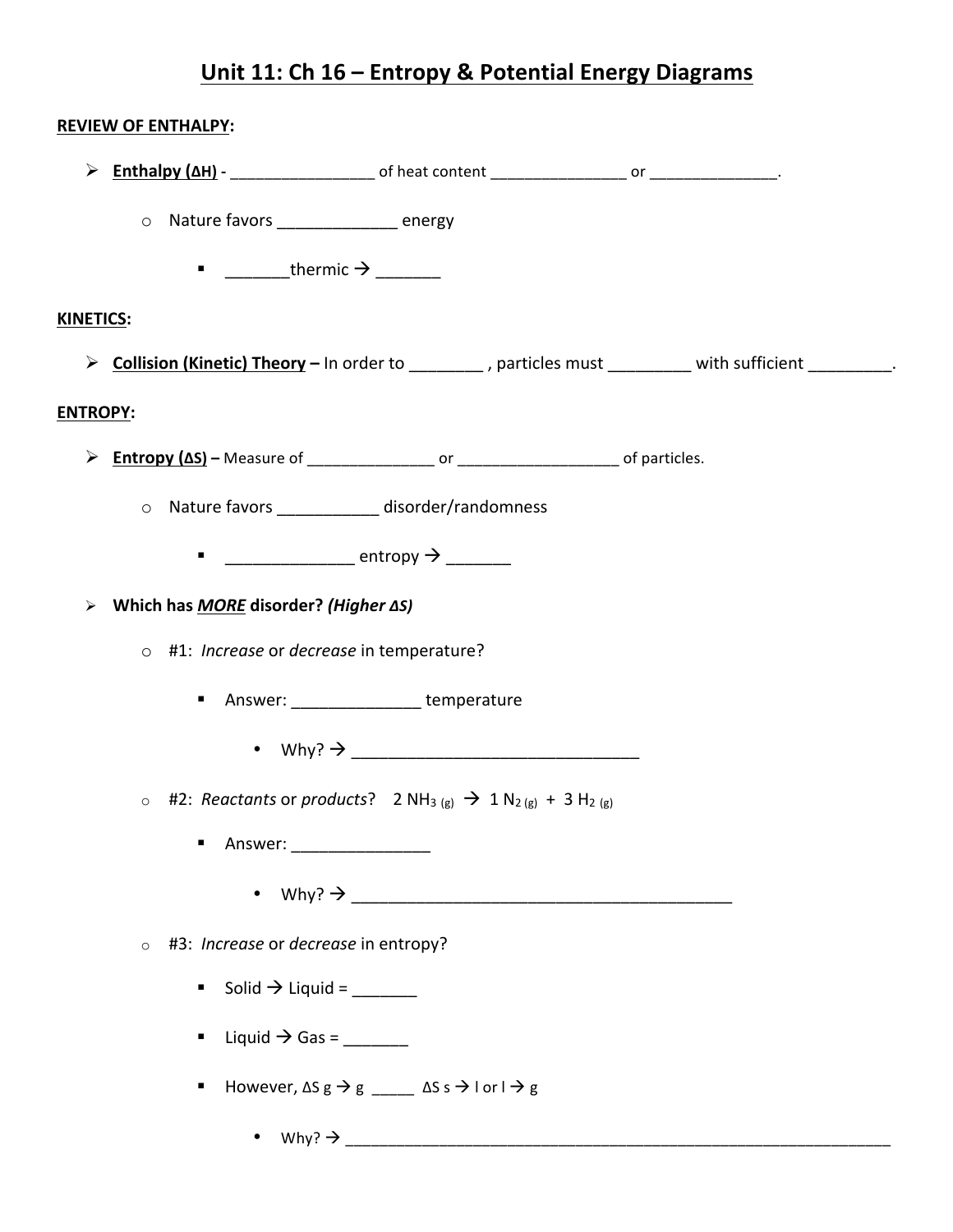# Unit 11: Ch 16 – Entropy & Potential Energy Diagrams

**REVIEW OF ENTHALPY:**

- **Enthalpy (ΔH)** - ________________ of heat content _______________ or ______________.
  - Nature favors _____________ energy
    - _______thermic → _______

**KINETICS:**

- **Collision (Kinetic) Theory –** In order to ________ , particles must _________ with sufficient _________.

**ENTROPY:**

- **Entropy (ΔS) –** Measure of _______________ or ___________________ of particles.
  - Nature favors ___________ disorder/randomness
    - ______________ entropy → _______

- **Which has *MORE* disorder? *(Higher ΔS)***
  - #1: *Increase* or *decrease* in temperature?
    - Answer: ______________ temperature
      - Why? → ________________________________
  - #2: *Reactants* or *products*? $2\ NH_{3\ (g)} \rightarrow 1\ N_{2\ (g)} + 3\ H_{2\ (g)}$
    - Answer: _______________
      - Why? → __________________________________________
  - #3: *Increase* or *decrease* in entropy?
    - Solid → Liquid = _______
    - Liquid → Gas = _______
    - However, ΔS g → g _____ ΔS s → l or l → g
      - Why? → ____________________________________________________________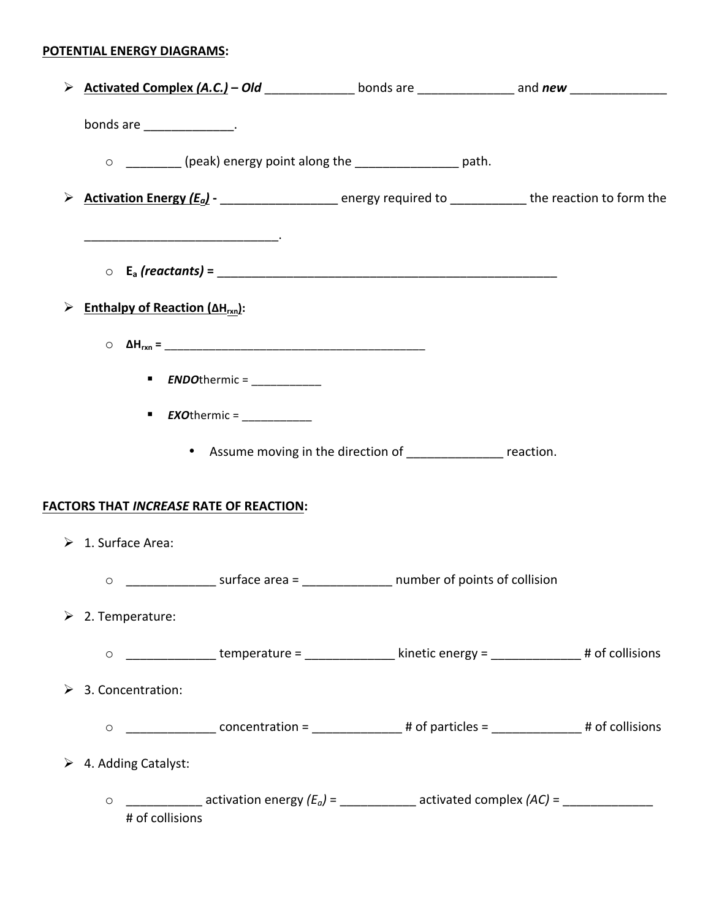**POTENTIAL ENERGY DIAGRAMS:**

- **Activated Complex *(A.C.)* – *Old*** _____________ bonds are ______________ and ***new*** ______________ bonds are _____________.
  - ________ (peak) energy point along the _______________ path.
- **Activation Energy *($E_a$)*** - _________________ energy required to ___________ the reaction to form the _____________________________.
  - **$E_a$ *(reactants)* =** ____________________________________________________
- **Enthalpy of Reaction ($\Delta H_{rxn}$):**
  - **$\Delta H_{rxn}$ =** _________________________________________
    - ***ENDO*thermic** = ___________
    - ***EXO*thermic** = ___________
      - Assume moving in the direction of ______________ reaction.

**FACTORS THAT *INCREASE* RATE OF REACTION:**

- 1. Surface Area:
  - _____________ surface area = _____________ number of points of collision
- 2. Temperature:
  - _____________ temperature = _____________ kinetic energy = _____________ # of collisions
- 3. Concentration:
  - _____________ concentration = _____________ # of particles = _____________ # of collisions
- 4. Adding Catalyst:
  - ___________ activation energy *($E_a$)* = ___________ activated complex *(AC)* = _____________ # of collisions